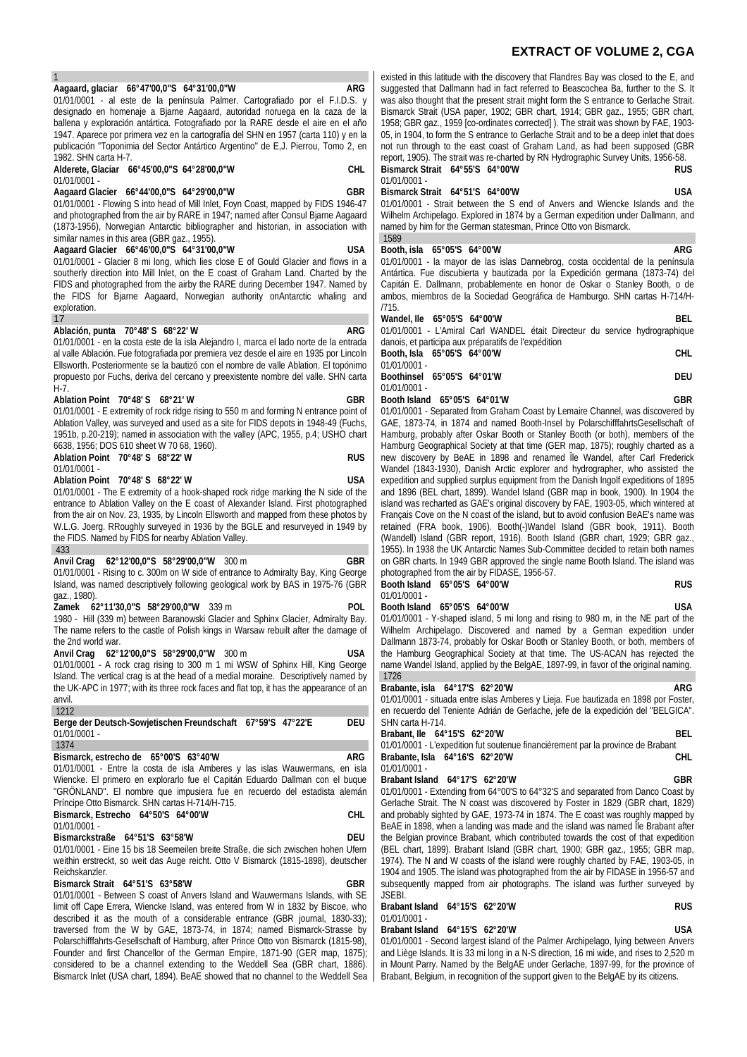# EXTRACT OF VOLUME 2, CGA

1

**Aagaard, glaciar 66°47'00,0"S 64°31'00,0"W ARG**
01/01/0001 - al este de la península Palmer. Cartografiado por el F.I.D.S. y designado en homenaje a Bjarne Aagaard, autoridad noruega en la caza de la ballena y exploración antártica. Fotografiado por la RARE desde el aire en el año 1947. Aparece por primera vez en la cartografía del SHN en 1957 (carta 110) y en la publicación "Toponimia del Sector Antártico Argentino" de E,J. Pierrou, Tomo 2, en 1982. SHN carta H-7.

**Alderete, Glaciar 66°45'00,0"S 64°28'00,0"W CHL**
01/01/0001 -

**Aagaard Glacier 66°44'00,0"S 64°29'00,0"W GBR**
01/01/0001 - Flowing S into head of Mill Inlet, Foyn Coast, mapped by FIDS 1946-47 and photographed from the air by RARE in 1947; named after Consul Bjarne Aagaard (1873-1956), Norwegian Antarctic bibliographer and historian, in association with similar names in this area (GBR gaz., 1955).

**Aagaard Glacier 66°46'00,0"S 64°31'00,0"W USA**
01/01/0001 - Glacier 8 mi long, which lies close E of Gould Glacier and flows in a southerly direction into Mill Inlet, on the E coast of Graham Land. Charted by the FIDS and photographed from the airby the RARE during December 1947. Named by the FIDS for Bjarne Aagaard, Norwegian authority onAntarctic whaling and exploration.

17

**Ablación, punta 70°48' S 68°22' W ARG**
01/01/0001 - en la costa este de la isla Alejandro I, marca el lado norte de la entrada al valle Ablación. Fue fotografiada por premiera vez desde el aire en 1935 por Lincoln Ellsworth. Posteriormente se la bautizó con el nombre de valle Ablation. El topónimo propuesto por Fuchs, deriva del cercano y preexistente nombre del valle. SHN carta H-7.

**Ablation Point 70°48' S 68°21' W GBR**
01/01/0001 - E extremity of rock ridge rising to 550 m and forming N entrance point of Ablation Valley, was surveyed and used as a site for FIDS depots in 1948-49 (Fuchs, 1951b, p.20-219); named in association with the valley (APC, 1955, p.4; USHO chart 6638, 1956; DOS 610 sheet W 70 68, 1960).

**Ablation Point 70°48' S 68°22' W RUS**
01/01/0001 -

**Ablation Point 70°48' S 68°22' W USA**
01/01/0001 - The E extremity of a hook-shaped rock ridge marking the N side of the entrance to Ablation Valley on the E coast of Alexander Island. First photographed from the air on Nov. 23, 1935, by Lincoln Ellsworth and mapped from these photos by W.L.G. Joerg. RRoughly surveyed in 1936 by the BGLE and resurveyed in 1949 by the FIDS. Named by FIDS for nearby Ablation Valley.

433

**Anvil Crag 62°12'00,0"S 58°29'00,0"W 300 m GBR**
01/01/0001 - Rising to c. 300m on W side of entrance to Admiralty Bay, King George Island, was named descriptively following geological work by BAS in 1975-76 (GBR gaz., 1980).

**Zamek 62°11'30,0"S 58°29'00,0"W 339 m POL**
1980 - Hill (339 m) between Baranowski Glacier and Sphinx Glacier, Admiralty Bay. The name refers to the castle of Polish kings in Warsaw rebuilt after the damage of the 2nd world war.

**Anvil Crag 62°12'00,0"S 58°29'00,0"W 300 m USA**
01/01/0001 - A rock crag rising to 300 m 1 mi WSW of Sphinx Hill, King George Island. The vertical crag is at the head of a medial moraine. Descriptively named by the UK-APC in 1977; with its three rock faces and flat top, it has the appearance of an anvil.

1212

**Berge der Deutsch-Sowjetischen Freundschaft 67°59'S 47°22'E DEU**
01/01/0001 -

1374

**Bismarck, estrecho de 65°00'S 63°40'W ARG**
01/01/0001 - Entre la costa de isla Amberes y las islas Wauwermans, en isla Wiencke. El primero en explorarlo fue el Capitán Eduardo Dallman con el buque "GRÖNLAND". El nombre que impusiera fue en recuerdo del estadista alemán Príncipe Otto Bismarck. SHN cartas H-714/H-715.

**Bismarck, Estrecho 64°50'S 64°00'W CHL**
01/01/0001 -

**Bismarckstraße 64°51'S 63°58'W DEU**
01/01/0001 - Eine 15 bis 18 Seemeilen breite Straße, die sich zwischen hohen Ufern weithin erstreckt, so weit das Auge reicht. Otto V Bismarck (1815-1898), deutscher Reichskanzler.

**Bismarck Strait 64°51'S 63°58'W GBR**
01/01/0001 - Between S coast of Anvers Island and Wauwermans Islands, with SE limit off Cape Errera, Wiencke Island, was entered from W in 1832 by Biscoe, who described it as the mouth of a considerable entrance (GBR journal, 1830-33); traversed from the W by GAE, 1873-74, in 1874; named Bismarck-Strasse by Polarschifffahrts-Gesellschaft of Hamburg, after Prince Otto von Bismarck (1815-98), Founder and first Chancellor of the German Empire, 1871-90 (GER map, 1875); considered to be a channel extending to the Weddell Sea (GBR chart, 1886). Bismarck Inlet (USA chart, 1894). BeAE showed that no channel to the Weddell Sea existed in this latitude with the discovery that Flandres Bay was closed to the E, and suggested that Dallmann had in fact referred to Beascochea Ba, further to the S. It was also thought that the present strait might form the S entrance to Gerlache Strait. Bismarck Strait (USA paper, 1902; GBR chart, 1914; GBR gaz., 1955; GBR chart, 1958; GBR gaz., 1959 [co-ordinates corrected] ). The strait was shown by FAE, 1903-05, in 1904, to form the S entrance to Gerlache Strait and to be a deep inlet that does not run through to the east coast of Graham Land, as had been supposed (GBR report, 1905). The strait was re-charted by RN Hydrographic Survey Units, 1956-58.

**Bismarck Strait 64°55'S 64°00'W RUS**
01/01/0001 -

**Bismarck Strait 64°51'S 64°00'W USA**
01/01/0001 - Strait between the S end of Anvers and Wiencke Islands and the Wilhelm Archipelago. Explored in 1874 by a German expedition under Dallmann, and named by him for the German statesman, Prince Otto von Bismarck.

1589

**Booth, isla 65°05'S 64°00'W ARG**
01/01/0001 - la mayor de las islas Dannebrog, costa occidental de la península Antártica. Fue discubierta y bautizada por la Expedición germana (1873-74) del Capitán E. Dallmann, probablemente en honor de Oskar o Stanley Booth, o de ambos, miembros de la Sociedad Geográfica de Hamburgo. SHN cartas H-714/H-/715.

**Wandel, Ile 65°05'S 64°00'W BEL**
01/01/0001 - L'Amiral Carl WANDEL était Directeur du service hydrographique danois, et participa aux préparatifs de l'expédition

**Booth, Isla 65°05'S 64°00'W CHL**
01/01/0001 -

**Boothinsel 65°05'S 64°01'W DEU**
01/01/0001 -

**Booth Island 65°05'S 64°01'W GBR**
01/01/0001 - Separated from Graham Coast by Lemaire Channel, was discovered by GAE, 1873-74, in 1874 and named Booth-Insel by PolarschifffahrtsGesellschaft of Hamburg, probably after Oskar Booth or Stanley Booth (or both), members of the Hamburg Geographical Society at that time (GER map, 1875); roughly charted as a new discovery by BeAE in 1898 and renamed Île Wandel, after Carl Frederick Wandel (1843-1930), Danish Arctic explorer and hydrographer, who assisted the expedition and supplied surplus equipment from the Danish Ingolf expeditions of 1895 and 1896 (BEL chart, 1899). Wandel Island (GBR map in book, 1900). In 1904 the island was recharted as GAE's original discovery by FAE, 1903-05, which wintered at Français Cove on the N coast of the island, but to avoid confusion BeAE's name was retained (FRA book, 1906). Booth(-)Wandel Island (GBR book, 1911). Booth (Wandell) Island (GBR report, 1916). Booth Island (GBR chart, 1929; GBR gaz., 1955). In 1938 the UK Antarctic Names Sub-Committee decided to retain both names on GBR charts. In 1949 GBR approved the single name Booth Island. The island was photographed from the air by FIDASE, 1956-57.

**Booth Island 65°05'S 64°00'W RUS**
01/01/0001 -

**Booth Island 65°05'S 64°00'W USA**
01/01/0001 - Y-shaped island, 5 mi long and rising to 980 m, in the NE part of the Wilhelm Archipelago. Discovered and named by a German expedition under Dallmann 1873-74, probably for Oskar Booth or Stanley Booth, or both, members of the Hamburg Geographical Society at that time. The US-ACAN has rejected the name Wandel Island, applied by the BelgAE, 1897-99, in favor of the original naming.

1726

**Brabante, isla 64°17'S 62°20'W ARG**
01/01/0001 - situada entre islas Amberes y Lieja. Fue bautizada en 1898 por Foster, en recuerdo del Teniente Adrián de Gerlache, jefe de la expedición del "BELGICA". SHN carta H-714.

**Brabant, Ile 64°15'S 62°20'W BEL**
01/01/0001 - L'expedition fut soutenue financièrement par la province de Brabant

**Brabante, Isla 64°16'S 62°20'W CHL**
01/01/0001 -

**Brabant Island 64°17'S 62°20'W GBR**
01/01/0001 - Extending from 64°00'S to 64°32'S and separated from Danco Coast by Gerlache Strait. The N coast was discovered by Foster in 1829 (GBR chart, 1829) and probably sighted by GAE, 1973-74 in 1874. The E coast was roughly mapped by BeAE in 1898, when a landing was made and the island was named Île Brabant after the Belgian province Brabant, which contributed towards the cost of that expedition (BEL chart, 1899). Brabant Island (GBR chart, 1900; GBR gaz., 1955; GBR map, 1974). The N and W coasts of the island were roughly charted by FAE, 1903-05, in 1904 and 1905. The island was photographed from the air by FIDASE in 1956-57 and subsequently mapped from air photographs. The island was further surveyed by JSEBI.

**Brabant Island 64°15'S 62°20'W RUS**
01/01/0001 -

**Brabant Island 64°15'S 62°20'W USA**
01/01/0001 - Second largest island of the Palmer Archipelago, lying between Anvers and Liège Islands. It is 33 mi long in a N-S direction, 16 mi wide, and rises to 2,520 m in Mount Parry. Named by the BelgAE under Gerlache, 1897-99, for the province of Brabant, Belgium, in recognition of the support given to the BelgAE by its citizens.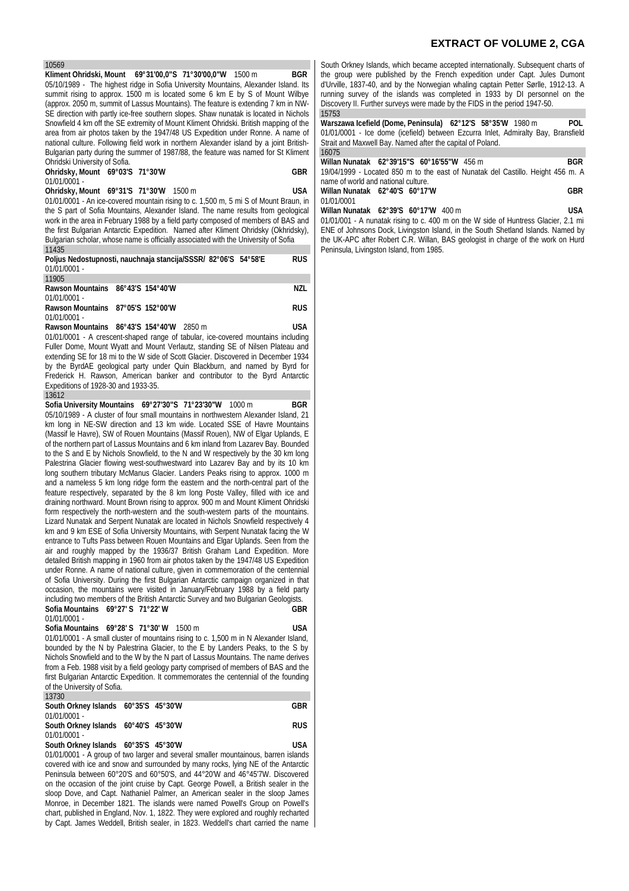# EXTRACT OF VOLUME 2, CGA

10569

**Kliment Ohridski, Mount 69°31'00,0"S 71°30'00,0"W** 1500 m **BGR**

05/10/1989 - The highest ridge in Sofia University Mountains, Alexander Island. Its summit rising to approx. 1500 m is located some 6 km E by S of Mount Wilbye (approx. 2050 m, summit of Lassus Mountains). The feature is extending 7 km in NW-SE direction with partly ice-free southern slopes. Shaw nunatak is located in Nichols Snowfield 4 km off the SE extremity of Mount Kliment Ohridski. British mapping of the area from air photos taken by the 1947/48 US Expedition under Ronne. A name of national culture. Following field work in northern Alexander island by a joint British-Bulgarian party during the summer of 1987/88, the feature was named for St Kliment Ohridski University of Sofia.

**Ohridsky, Mount 69°03'S 71°30'W** **GBR**

01/01/0001 -

**Ohridsky, Mount 69°31'S 71°30'W** 1500 m **USA**

01/01/0001 - An ice-covered mountain rising to c. 1,500 m, 5 mi S of Mount Braun, in the S part of Sofia Mountains, Alexander Island. The name results from geological work in the area in February 1988 by a field party composed of members of BAS and the first Bulgarian Antarctic Expedition. Named after Kliment Ohridsky (Okhridsky), Bulgarian scholar, whose name is officially associated with the University of Sofia

11435

**Poljus Nedostupnosti, nauchnaja stancija/SSSR/ 82°06'S 54°58'E** **RUS**

01/01/0001 -

11905

**Rawson Mountains 86°43'S 154°40'W** **NZL**

01/01/0001 -

**Rawson Mountains 87°05'S 152°00'W** **RUS**

01/01/0001 -

**Rawson Mountains 86°43'S 154°40'W** 2850 m **USA**

01/01/0001 - A crescent-shaped range of tabular, ice-covered mountains including Fuller Dome, Mount Wyatt and Mount Verlautz, standing SE of Nilsen Plateau and extending SE for 18 mi to the W side of Scott Glacier. Discovered in December 1934 by the ByrdAE geological party under Quin Blackburn, and named by Byrd for Frederick H. Rawson, American banker and contributor to the Byrd Antarctic Expeditions of 1928-30 and 1933-35.

13612

**Sofia University Mountains 69°27'30"S 71°23'30"W** 1000 m **BGR**

05/10/1989 - A cluster of four small mountains in northwestern Alexander Island, 21 km long in NE-SW direction and 13 km wide. Located SSE of Havre Mountains (Massif le Havre), SW of Rouen Mountains (Massif Rouen), NW of Elgar Uplands, E of the northern part of Lassus Mountains and 6 km inland from Lazarev Bay. Bounded to the S and E by Nichols Snowfield, to the N and W respectively by the 30 km long Palestrina Glacier flowing west-southwestward into Lazarev Bay and by its 10 km long southern tributary McManus Glacier. Landers Peaks rising to approx. 1000 m and a nameless 5 km long ridge form the eastern and the north-central part of the feature respectively, separated by the 8 km long Poste Valley, filled with ice and draining northward. Mount Brown rising to approx. 900 m and Mount Kliment Ohridski form respectively the north-western and the south-western parts of the mountains. Lizard Nunatak and Serpent Nunatak are located in Nichols Snowfield respectively 4 km and 9 km ESE of Sofia University Mountains, with Serpent Nunatak facing the W entrance to Tufts Pass between Rouen Mountains and Elgar Uplands. Seen from the air and roughly mapped by the 1936/37 British Graham Land Expedition. More detailed British mapping in 1960 from air photos taken by the 1947/48 US Expedition under Ronne. A name of national culture, given in commemoration of the centennial of Sofia University. During the first Bulgarian Antarctic campaign organized in that occasion, the mountains were visited in January/February 1988 by a field party including two members of the British Antarctic Survey and two Bulgarian Geologists.

**Sofia Mountains 69°27' S 71°22' W** **GBR**

01/01/0001 -

**Sofia Mountains 69°28' S 71°30' W** 1500 m **USA**

01/01/0001 - A small cluster of mountains rising to c. 1,500 m in N Alexander Island, bounded by the N by Palestrina Glacier, to the E by Landers Peaks, to the S by Nichols Snowfield and to the W by the N part of Lassus Mountains. The name derives from a Feb. 1988 visit by a field geology party comprised of members of BAS and the first Bulgarian Antarctic Expedition. It commemorates the centennial of the founding of the University of Sofia.

13730

**South Orkney Islands 60°35'S 45°30'W** **GBR**

01/01/0001 -

**South Orkney Islands 60°40'S 45°30'W** **RUS**

01/01/0001 -

**South Orkney Islands 60°35'S 45°30'W** **USA**

01/01/0001 - A group of two larger and several smaller mountainous, barren islands covered with ice and snow and surrounded by many rocks, lying NE of the Antarctic Peninsula between 60°20'S and 60°50'S, and 44°20'W and 46°45'7W. Discovered on the occasion of the joint cruise by Capt. George Powell, a British sealer in the sloop Dove, and Capt. Nathaniel Palmer, an American sealer in the sloop James Monroe, in December 1821. The islands were named Powell's Group on Powell's chart, published in England, Nov. 1, 1822. They were explored and roughly recharted by Capt. James Weddell, British sealer, in 1823. Weddell's chart carried the name South Orkney Islands, which became accepted internationally. Subsequent charts of the group were published by the French expedition under Capt. Jules Dumont d'Urville, 1837-40, and by the Norwegian whaling captain Petter Sørlle, 1912-13. A running survey of the islands was completed in 1933 by DI personnel on the Discovery II. Further surveys were made by the FIDS in the period 1947-50.

15753

**Warszawa Icefield (Dome, Peninsula) 62°12'S 58°35'W** 1980 m **POL**

01/01/0001 - Ice dome (icefield) between Ezcurra Inlet, Admiralty Bay, Bransfield Strait and Maxwell Bay. Named after the capital of Poland.

16075

**Willan Nunatak 62°39'15"S 60°16'55"W** 456 m **BGR**

19/04/1999 - Located 850 m to the east of Nunatak del Castillo. Height 456 m. A name of world and national culture.

**Willan Nunatak 62°40'S 60°17'W** **GBR**

01/01/0001

**Willan Nunatak 62°39'S 60°17'W** 400 m **USA**

01/01/001 - A nunatak rising to c. 400 m on the W side of Huntress Glacier, 2.1 mi ENE of Johnsons Dock, Livingston Island, in the South Shetland Islands. Named by the UK-APC after Robert C.R. Willan, BAS geologist in charge of the work on Hurd Peninsula, Livingston Island, from 1985.